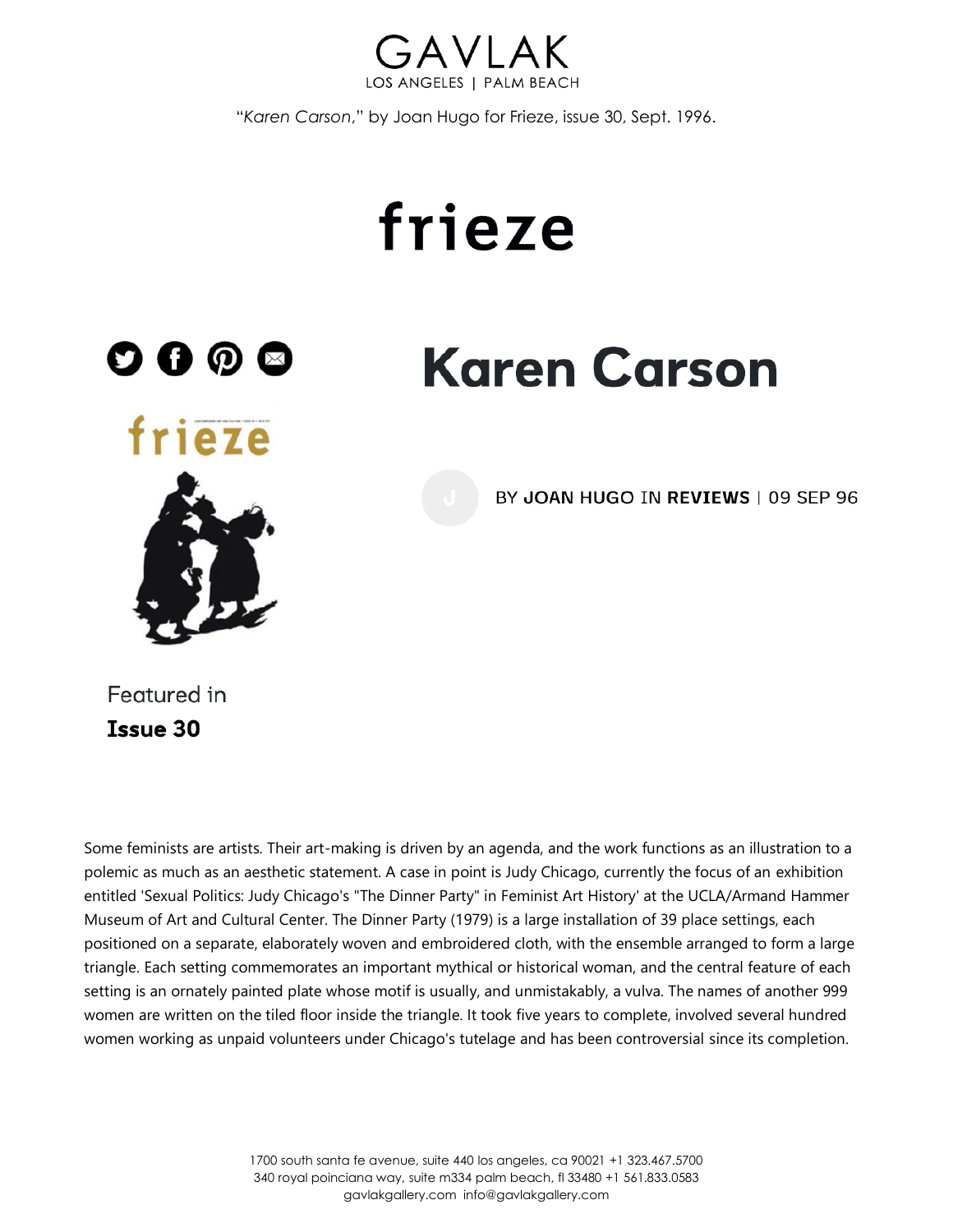"*Karen Carson*," by Joan Hugo for Frieze, issue 30, Sept. 1996.

frieze

# Karen Carson

BY **JOAN HUGO** IN **REVIEWS** | 09 SEP 96

Featured in
**Issue 30**

Some feminists are artists. Their art-making is driven by an agenda, and the work functions as an illustration to a polemic as much as an aesthetic statement. A case in point is Judy Chicago, currently the focus of an exhibition entitled 'Sexual Politics: Judy Chicago's "The Dinner Party" in Feminist Art History' at the UCLA/Armand Hammer Museum of Art and Cultural Center. The Dinner Party (1979) is a large installation of 39 place settings, each positioned on a separate, elaborately woven and embroidered cloth, with the ensemble arranged to form a large triangle. Each setting commemorates an important mythical or historical woman, and the central feature of each setting is an ornately painted plate whose motif is usually, and unmistakably, a vulva. The names of another 999 women are written on the tiled floor inside the triangle. It took five years to complete, involved several hundred women working as unpaid volunteers under Chicago's tutelage and has been controversial since its completion.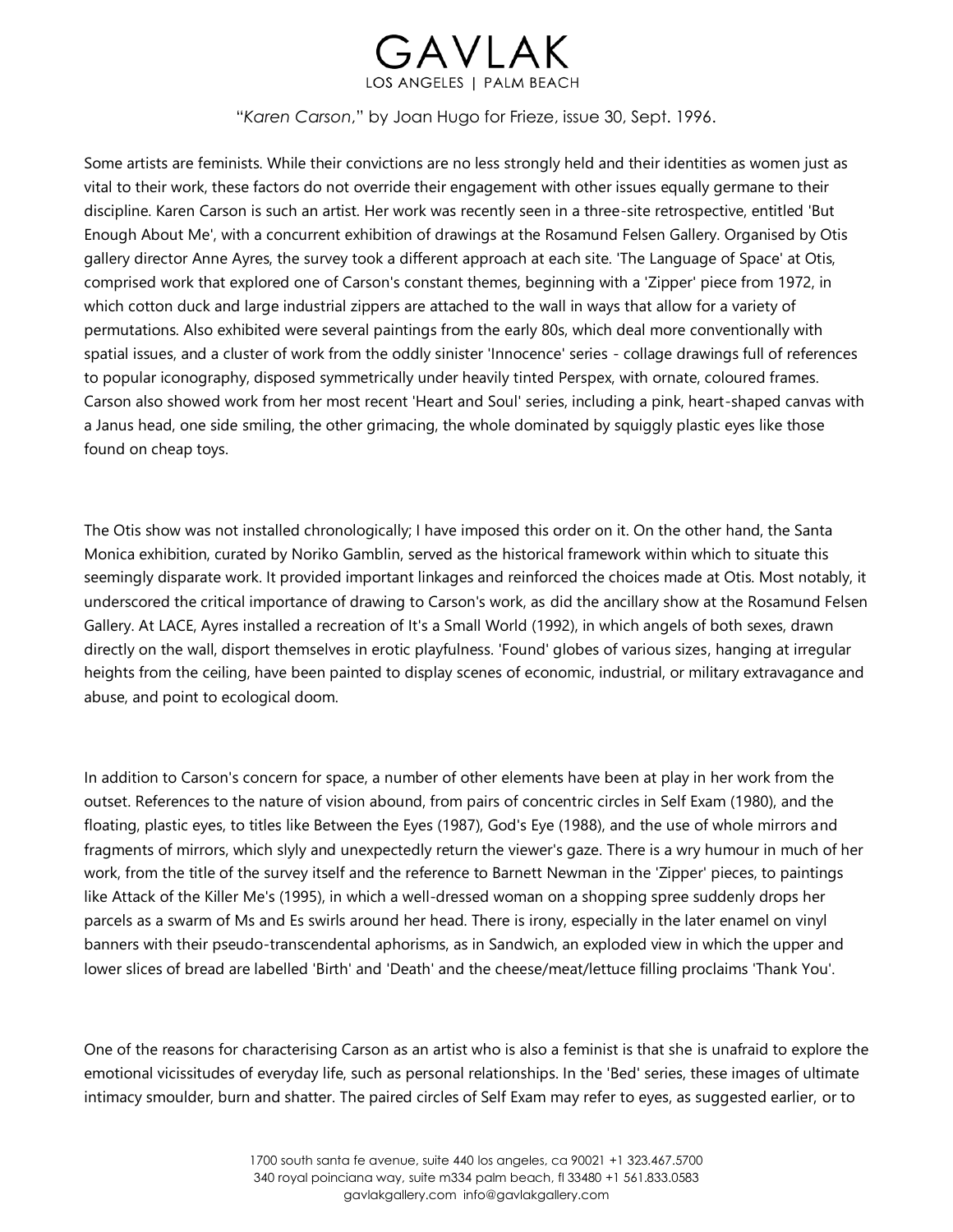"*Karen Carson*," by Joan Hugo for Frieze, issue 30, Sept. 1996.

Some artists are feminists. While their convictions are no less strongly held and their identities as women just as vital to their work, these factors do not override their engagement with other issues equally germane to their discipline. Karen Carson is such an artist. Her work was recently seen in a three-site retrospective, entitled 'But Enough About Me', with a concurrent exhibition of drawings at the Rosamund Felsen Gallery. Organised by Otis gallery director Anne Ayres, the survey took a different approach at each site. 'The Language of Space' at Otis, comprised work that explored one of Carson's constant themes, beginning with a 'Zipper' piece from 1972, in which cotton duck and large industrial zippers are attached to the wall in ways that allow for a variety of permutations. Also exhibited were several paintings from the early 80s, which deal more conventionally with spatial issues, and a cluster of work from the oddly sinister 'Innocence' series - collage drawings full of references to popular iconography, disposed symmetrically under heavily tinted Perspex, with ornate, coloured frames. Carson also showed work from her most recent 'Heart and Soul' series, including a pink, heart-shaped canvas with a Janus head, one side smiling, the other grimacing, the whole dominated by squiggly plastic eyes like those found on cheap toys.

The Otis show was not installed chronologically; I have imposed this order on it. On the other hand, the Santa Monica exhibition, curated by Noriko Gamblin, served as the historical framework within which to situate this seemingly disparate work. It provided important linkages and reinforced the choices made at Otis. Most notably, it underscored the critical importance of drawing to Carson's work, as did the ancillary show at the Rosamund Felsen Gallery. At LACE, Ayres installed a recreation of It's a Small World (1992), in which angels of both sexes, drawn directly on the wall, disport themselves in erotic playfulness. 'Found' globes of various sizes, hanging at irregular heights from the ceiling, have been painted to display scenes of economic, industrial, or military extravagance and abuse, and point to ecological doom.

In addition to Carson's concern for space, a number of other elements have been at play in her work from the outset. References to the nature of vision abound, from pairs of concentric circles in Self Exam (1980), and the floating, plastic eyes, to titles like Between the Eyes (1987), God's Eye (1988), and the use of whole mirrors and fragments of mirrors, which slyly and unexpectedly return the viewer's gaze. There is a wry humour in much of her work, from the title of the survey itself and the reference to Barnett Newman in the 'Zipper' pieces, to paintings like Attack of the Killer Me's (1995), in which a well-dressed woman on a shopping spree suddenly drops her parcels as a swarm of Ms and Es swirls around her head. There is irony, especially in the later enamel on vinyl banners with their pseudo-transcendental aphorisms, as in Sandwich, an exploded view in which the upper and lower slices of bread are labelled 'Birth' and 'Death' and the cheese/meat/lettuce filling proclaims 'Thank You'.

One of the reasons for characterising Carson as an artist who is also a feminist is that she is unafraid to explore the emotional vicissitudes of everyday life, such as personal relationships. In the 'Bed' series, these images of ultimate intimacy smoulder, burn and shatter. The paired circles of Self Exam may refer to eyes, as suggested earlier, or to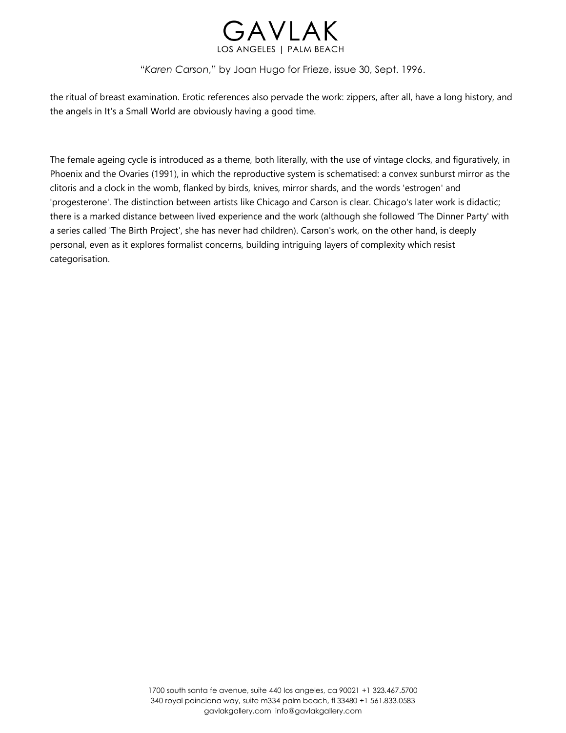the ritual of breast examination. Erotic references also pervade the work: zippers, after all, have a long history, and the angels in It's a Small World are obviously having a good time.

The female ageing cycle is introduced as a theme, both literally, with the use of vintage clocks, and figuratively, in Phoenix and the Ovaries (1991), in which the reproductive system is schematised: a convex sunburst mirror as the clitoris and a clock in the womb, flanked by birds, knives, mirror shards, and the words 'estrogen' and 'progesterone'. The distinction between artists like Chicago and Carson is clear. Chicago's later work is didactic; there is a marked distance between lived experience and the work (although she followed 'The Dinner Party' with a series called 'The Birth Project', she has never had children). Carson's work, on the other hand, is deeply personal, even as it explores formalist concerns, building intriguing layers of complexity which resist categorisation.